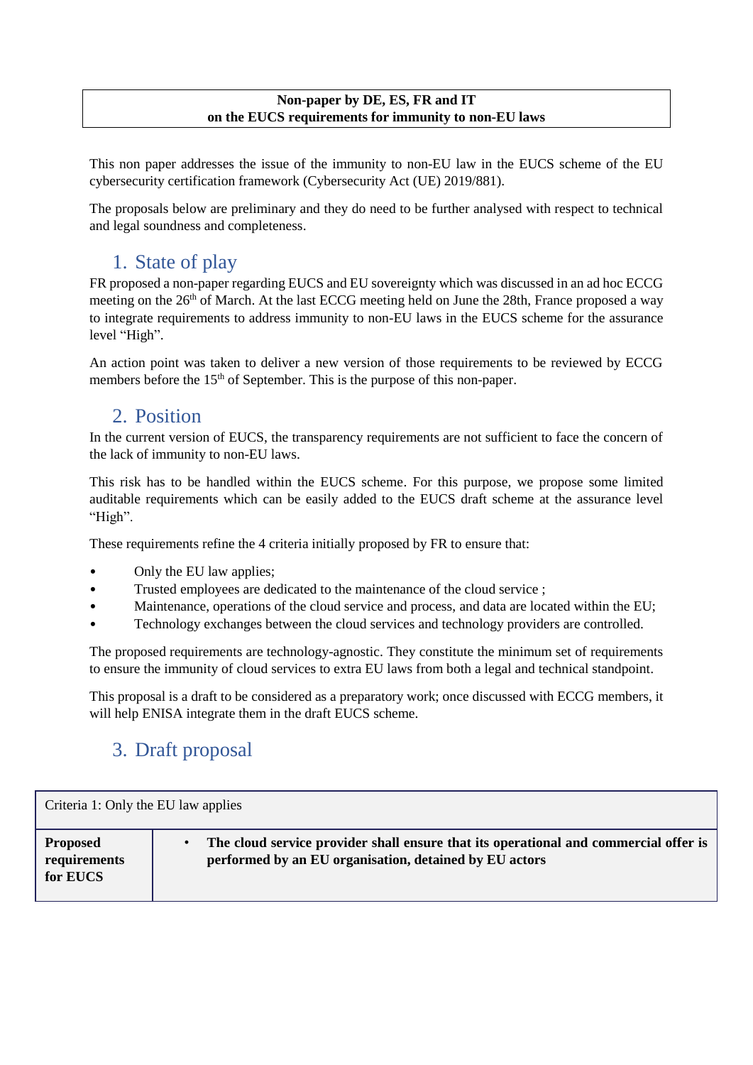**Non-paper by DE, ES, FR and IT**
**on the EUCS requirements for immunity to non-EU laws**

This non paper addresses the issue of the immunity to non-EU law in the EUCS scheme of the EU cybersecurity certification framework (Cybersecurity Act (UE) 2019/881).

The proposals below are preliminary and they do need to be further analysed with respect to technical and legal soundness and completeness.

## 1. State of play

FR proposed a non-paper regarding EUCS and EU sovereignty which was discussed in an ad hoc ECCG meeting on the 26th of March. At the last ECCG meeting held on June the 28th, France proposed a way to integrate requirements to address immunity to non-EU laws in the EUCS scheme for the assurance level "High".

An action point was taken to deliver a new version of those requirements to be reviewed by ECCG members before the 15th of September. This is the purpose of this non-paper.

## 2. Position

In the current version of EUCS, the transparency requirements are not sufficient to face the concern of the lack of immunity to non-EU laws.

This risk has to be handled within the EUCS scheme. For this purpose, we propose some limited auditable requirements which can be easily added to the EUCS draft scheme at the assurance level "High".

These requirements refine the 4 criteria initially proposed by FR to ensure that:

- Only the EU law applies;
- Trusted employees are dedicated to the maintenance of the cloud service ;
- Maintenance, operations of the cloud service and process, and data are located within the EU;
- Technology exchanges between the cloud services and technology providers are controlled.

The proposed requirements are technology-agnostic. They constitute the minimum set of requirements to ensure the immunity of cloud services to extra EU laws from both a legal and technical standpoint.

This proposal is a draft to be considered as a preparatory work; once discussed with ECCG members, it will help ENISA integrate them in the draft EUCS scheme.

## 3. Draft proposal

| Criteria 1: Only the EU law applies | |
|---|---|
| **Proposed requirements for EUCS** | • **The cloud service provider shall ensure that its operational and commercial offer is performed by an EU organisation, detained by EU actors** |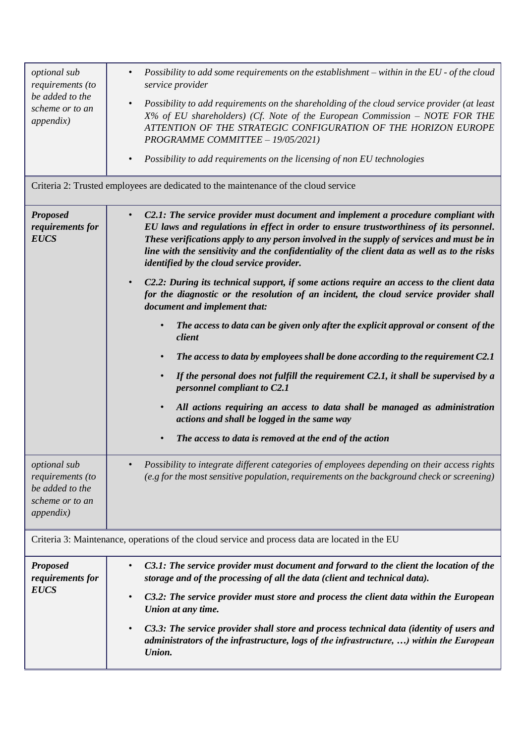| | |
|---|---|
| *optional sub requirements (to be added to the scheme or to an appendix)* | • *Possibility to add some requirements on the establishment – within in the EU - of the cloud service provider*<br>• *Possibility to add requirements on the shareholding of the cloud service provider (at least X% of EU shareholders) (Cf. Note of the European Commission – NOTE FOR THE ATTENTION OF THE STRATEGIC CONFIGURATION OF THE HORIZON EUROPE PROGRAMME COMMITTEE – 19/05/2021)*<br>• *Possibility to add requirements on the licensing of non EU technologies* |
| Criteria 2: Trusted employees are dedicated to the maintenance of the cloud service | |
| ***Proposed requirements for EUCS*** | • ***C2.1: The service provider must document and implement a procedure compliant with EU laws and regulations in effect in order to ensure trustworthiness of its personnel. These verifications apply to any person involved in the supply of services and must be in line with the sensitivity and the confidentiality of the client data as well as to the risks identified by the cloud service provider.***<br>• ***C2.2: During its technical support, if some actions require an access to the client data for the diagnostic or the resolution of an incident, the cloud service provider shall document and implement that:***<br>&nbsp;&nbsp;&nbsp;&nbsp;• ***The access to data can be given only after the explicit approval or consent of the client***<br>&nbsp;&nbsp;&nbsp;&nbsp;• ***The access to data by employees shall be done according to the requirement C2.1***<br>&nbsp;&nbsp;&nbsp;&nbsp;• ***If the personal does not fulfill the requirement C2.1, it shall be supervised by a personnel compliant to C2.1***<br>&nbsp;&nbsp;&nbsp;&nbsp;• ***All actions requiring an access to data shall be managed as administration actions and shall be logged in the same way***<br>&nbsp;&nbsp;&nbsp;&nbsp;• ***The access to data is removed at the end of the action*** |
| *optional sub requirements (to be added to the scheme or to an appendix)* | • *Possibility to integrate different categories of employees depending on their access rights (e.g for the most sensitive population, requirements on the background check or screening)* |
| Criteria 3: Maintenance, operations of the cloud service and process data are located in the EU | |
| ***Proposed requirements for EUCS*** | • ***C3.1: The service provider must document and forward to the client the location of the storage and of the processing of all the data (client and technical data).***<br>• ***C3.2: The service provider must store and process the client data within the European Union at any time.***<br>• ***C3.3: The service provider shall store and process technical data (identity of users and administrators of the infrastructure, logs of the infrastructure, …) within the European Union.*** |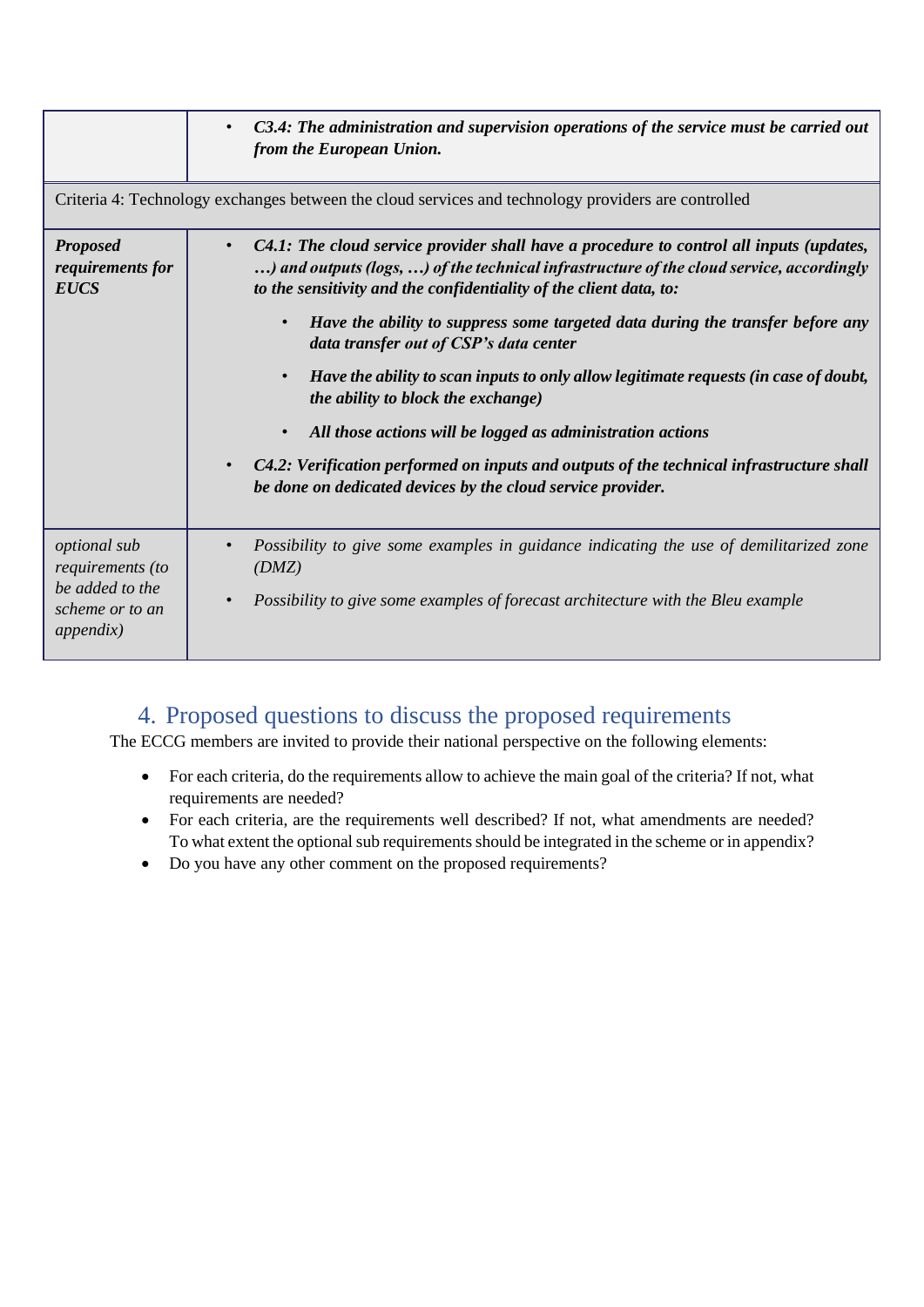| | |
|---|---|
| | • ***C3.4: The administration and supervision operations of the service must be carried out from the European Union.*** |
| Criteria 4: Technology exchanges between the cloud services and technology providers are controlled | |
| ***Proposed requirements for EUCS*** | • ***C4.1: The cloud service provider shall have a procedure to control all inputs (updates, …) and outputs (logs, …) of the technical infrastructure of the cloud service, accordingly to the sensitivity and the confidentiality of the client data, to:***<br>    ◦ ***Have the ability to suppress some targeted data during the transfer before any data transfer out of CSP's data center***<br>    ◦ ***Have the ability to scan inputs to only allow legitimate requests (in case of doubt, the ability to block the exchange)***<br>    ◦ ***All those actions will be logged as administration actions***<br>• ***C4.2: Verification performed on inputs and outputs of the technical infrastructure shall be done on dedicated devices by the cloud service provider.*** |
| *optional sub requirements (to be added to the scheme or to an appendix)* | • *Possibility to give some examples in guidance indicating the use of demilitarized zone (DMZ)*<br>• *Possibility to give some examples of forecast architecture with the Bleu example* |

## 4. Proposed questions to discuss the proposed requirements

The ECCG members are invited to provide their national perspective on the following elements:

- For each criteria, do the requirements allow to achieve the main goal of the criteria? If not, what requirements are needed?
- For each criteria, are the requirements well described? If not, what amendments are needed? To what extent the optional sub requirements should be integrated in the scheme or in appendix?
- Do you have any other comment on the proposed requirements?